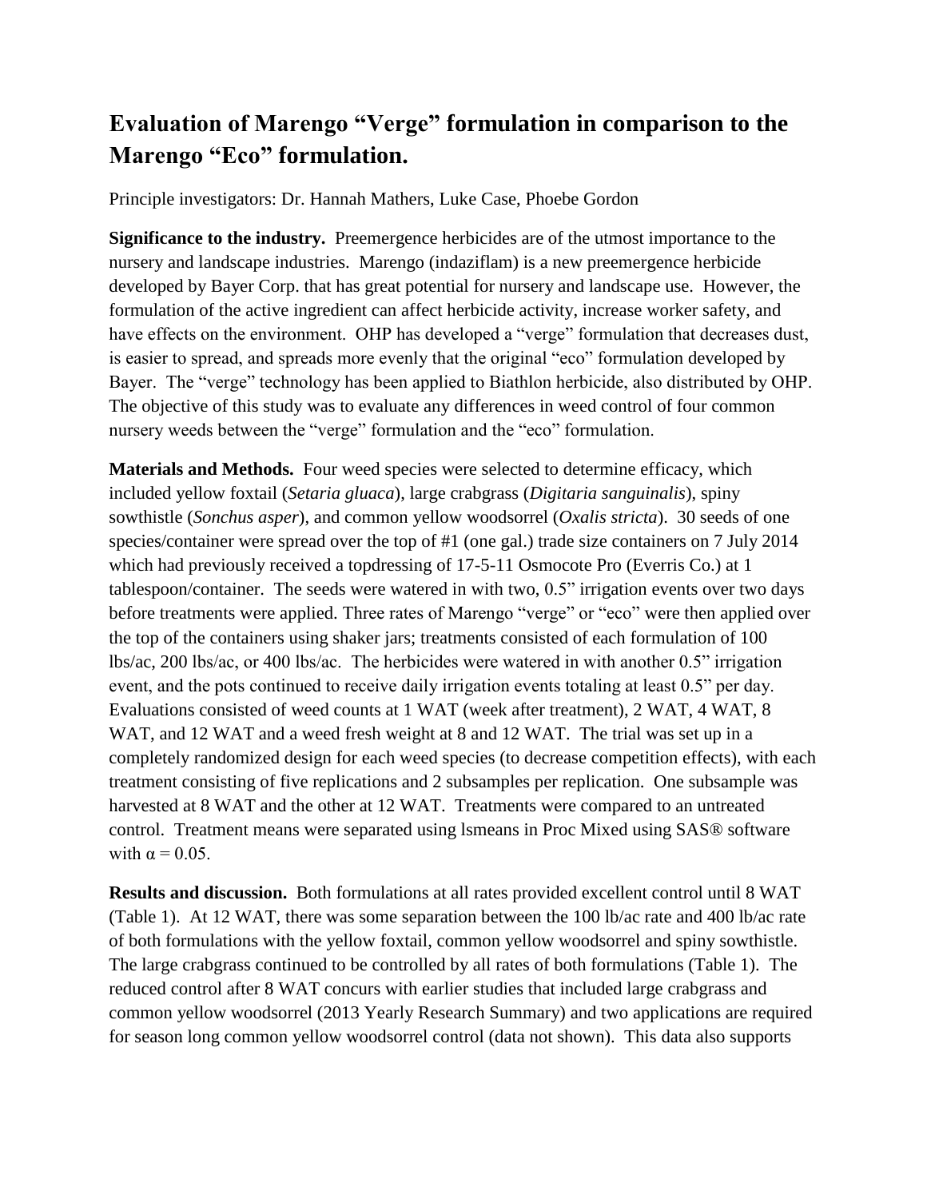# Evaluation of Marengo "Verge" formulation in comparison to the Marengo "Eco" formulation.

Principle investigators: Dr. Hannah Mathers, Luke Case, Phoebe Gordon

**Significance to the industry.** Preemergence herbicides are of the utmost importance to the nursery and landscape industries. Marengo (indaziflam) is a new preemergence herbicide developed by Bayer Corp. that has great potential for nursery and landscape use. However, the formulation of the active ingredient can affect herbicide activity, increase worker safety, and have effects on the environment. OHP has developed a "verge" formulation that decreases dust, is easier to spread, and spreads more evenly that the original "eco" formulation developed by Bayer. The "verge" technology has been applied to Biathlon herbicide, also distributed by OHP. The objective of this study was to evaluate any differences in weed control of four common nursery weeds between the "verge" formulation and the "eco" formulation.

**Materials and Methods.** Four weed species were selected to determine efficacy, which included yellow foxtail (*Setaria gluaca*), large crabgrass (*Digitaria sanguinalis*), spiny sowthistle (*Sonchus asper*), and common yellow woodsorrel (*Oxalis stricta*). 30 seeds of one species/container were spread over the top of #1 (one gal.) trade size containers on 7 July 2014 which had previously received a topdressing of 17-5-11 Osmocote Pro (Everris Co.) at 1 tablespoon/container. The seeds were watered in with two, 0.5" irrigation events over two days before treatments were applied. Three rates of Marengo "verge" or "eco" were then applied over the top of the containers using shaker jars; treatments consisted of each formulation of 100 lbs/ac, 200 lbs/ac, or 400 lbs/ac. The herbicides were watered in with another 0.5" irrigation event, and the pots continued to receive daily irrigation events totaling at least 0.5" per day. Evaluations consisted of weed counts at 1 WAT (week after treatment), 2 WAT, 4 WAT, 8 WAT, and 12 WAT and a weed fresh weight at 8 and 12 WAT. The trial was set up in a completely randomized design for each weed species (to decrease competition effects), with each treatment consisting of five replications and 2 subsamples per replication. One subsample was harvested at 8 WAT and the other at 12 WAT. Treatments were compared to an untreated control. Treatment means were separated using lsmeans in Proc Mixed using SAS® software with $\alpha = 0.05$.

**Results and discussion.** Both formulations at all rates provided excellent control until 8 WAT (Table 1). At 12 WAT, there was some separation between the 100 lb/ac rate and 400 lb/ac rate of both formulations with the yellow foxtail, common yellow woodsorrel and spiny sowthistle. The large crabgrass continued to be controlled by all rates of both formulations (Table 1). The reduced control after 8 WAT concurs with earlier studies that included large crabgrass and common yellow woodsorrel (2013 Yearly Research Summary) and two applications are required for season long common yellow woodsorrel control (data not shown). This data also supports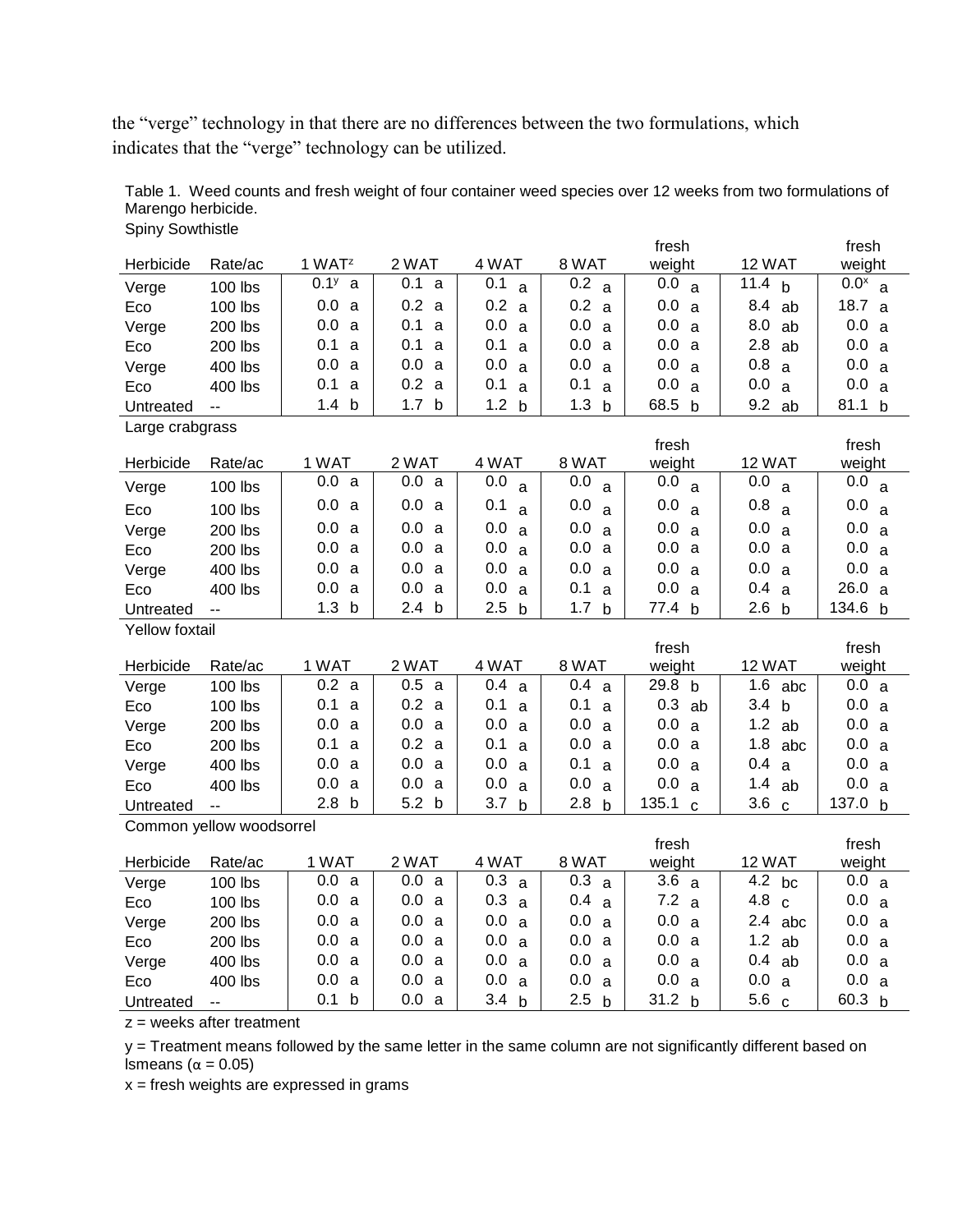the "verge" technology in that there are no differences between the two formulations, which indicates that the "verge" technology can be utilized.

Table 1. Weed counts and fresh weight of four container weed species over 12 weeks from two formulations of Marengo herbicide.

Spiny Sowthistle

| Herbicide | Rate/ac | 1 WAT[z] | 2 WAT | 4 WAT | 8 WAT | fresh weight | 12 WAT | fresh weight |
|---|---|---|---|---|---|---|---|---|
| Verge | 100 lbs | 0.1[y] a | 0.1 a | 0.1 a | 0.2 a | 0.0 a | 11.4 b | 0.0[x] a |
| Eco | 100 lbs | 0.0 a | 0.2 a | 0.2 a | 0.2 a | 0.0 a | 8.4 ab | 18.7 a |
| Verge | 200 lbs | 0.0 a | 0.1 a | 0.0 a | 0.0 a | 0.0 a | 8.0 ab | 0.0 a |
| Eco | 200 lbs | 0.1 a | 0.1 a | 0.1 a | 0.0 a | 0.0 a | 2.8 ab | 0.0 a |
| Verge | 400 lbs | 0.0 a | 0.0 a | 0.0 a | 0.0 a | 0.0 a | 0.8 a | 0.0 a |
| Eco | 400 lbs | 0.1 a | 0.2 a | 0.1 a | 0.1 a | 0.0 a | 0.0 a | 0.0 a |
| Untreated | -- | 1.4 b | 1.7 b | 1.2 b | 1.3 b | 68.5 b | 9.2 ab | 81.1 b |

Large crabgrass

| Herbicide | Rate/ac | 1 WAT | 2 WAT | 4 WAT | 8 WAT | fresh weight | 12 WAT | fresh weight |
|---|---|---|---|---|---|---|---|---|
| Verge | 100 lbs | 0.0 a | 0.0 a | 0.0 a | 0.0 a | 0.0 a | 0.0 a | 0.0 a |
| Eco | 100 lbs | 0.0 a | 0.0 a | 0.1 a | 0.0 a | 0.0 a | 0.8 a | 0.0 a |
| Verge | 200 lbs | 0.0 a | 0.0 a | 0.0 a | 0.0 a | 0.0 a | 0.0 a | 0.0 a |
| Eco | 200 lbs | 0.0 a | 0.0 a | 0.0 a | 0.0 a | 0.0 a | 0.0 a | 0.0 a |
| Verge | 400 lbs | 0.0 a | 0.0 a | 0.0 a | 0.0 a | 0.0 a | 0.0 a | 0.0 a |
| Eco | 400 lbs | 0.0 a | 0.0 a | 0.0 a | 0.1 a | 0.0 a | 0.4 a | 26.0 a |
| Untreated | -- | 1.3 b | 2.4 b | 2.5 b | 1.7 b | 77.4 b | 2.6 b | 134.6 b |

Yellow foxtail

| Herbicide | Rate/ac | 1 WAT | 2 WAT | 4 WAT | 8 WAT | fresh weight | 12 WAT | fresh weight |
|---|---|---|---|---|---|---|---|---|
| Verge | 100 lbs | 0.2 a | 0.5 a | 0.4 a | 0.4 a | 29.8 b | 1.6 abc | 0.0 a |
| Eco | 100 lbs | 0.1 a | 0.2 a | 0.1 a | 0.1 a | 0.3 ab | 3.4 b | 0.0 a |
| Verge | 200 lbs | 0.0 a | 0.0 a | 0.0 a | 0.0 a | 0.0 a | 1.2 ab | 0.0 a |
| Eco | 200 lbs | 0.1 a | 0.2 a | 0.1 a | 0.0 a | 0.0 a | 1.8 abc | 0.0 a |
| Verge | 400 lbs | 0.0 a | 0.0 a | 0.0 a | 0.1 a | 0.0 a | 0.4 a | 0.0 a |
| Eco | 400 lbs | 0.0 a | 0.0 a | 0.0 a | 0.0 a | 0.0 a | 1.4 ab | 0.0 a |
| Untreated | -- | 2.8 b | 5.2 b | 3.7 b | 2.8 b | 135.1 c | 3.6 c | 137.0 b |

Common yellow woodsorrel

| Herbicide | Rate/ac | 1 WAT | 2 WAT | 4 WAT | 8 WAT | fresh weight | 12 WAT | fresh weight |
|---|---|---|---|---|---|---|---|---|
| Verge | 100 lbs | 0.0 a | 0.0 a | 0.3 a | 0.3 a | 3.6 a | 4.2 bc | 0.0 a |
| Eco | 100 lbs | 0.0 a | 0.0 a | 0.3 a | 0.4 a | 7.2 a | 4.8 c | 0.0 a |
| Verge | 200 lbs | 0.0 a | 0.0 a | 0.0 a | 0.0 a | 0.0 a | 2.4 abc | 0.0 a |
| Eco | 200 lbs | 0.0 a | 0.0 a | 0.0 a | 0.0 a | 0.0 a | 1.2 ab | 0.0 a |
| Verge | 400 lbs | 0.0 a | 0.0 a | 0.0 a | 0.0 a | 0.0 a | 0.4 ab | 0.0 a |
| Eco | 400 lbs | 0.0 a | 0.0 a | 0.0 a | 0.0 a | 0.0 a | 0.0 a | 0.0 a |
| Untreated | -- | 0.1 b | 0.0 a | 3.4 b | 2.5 b | 31.2 b | 5.6 c | 60.3 b |

z = weeks after treatment

y = Treatment means followed by the same letter in the same column are not significantly different based on lsmeans ($\alpha = 0.05$)

x = fresh weights are expressed in grams